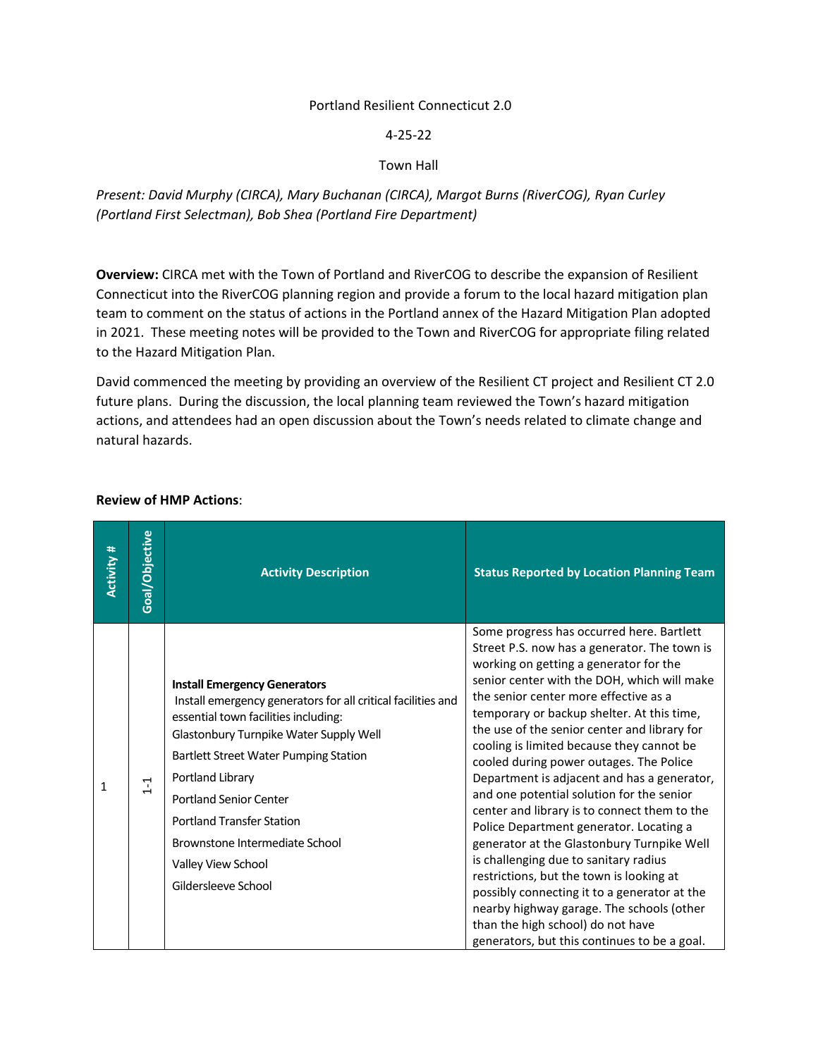Portland Resilient Connecticut 2.0

4-25-22

Town Hall

*Present: David Murphy (CIRCA), Mary Buchanan (CIRCA), Margot Burns (RiverCOG), Ryan Curley (Portland First Selectman), Bob Shea (Portland Fire Department)*

**Overview:** CIRCA met with the Town of Portland and RiverCOG to describe the expansion of Resilient Connecticut into the RiverCOG planning region and provide a forum to the local hazard mitigation plan team to comment on the status of actions in the Portland annex of the Hazard Mitigation Plan adopted in 2021. These meeting notes will be provided to the Town and RiverCOG for appropriate filing related to the Hazard Mitigation Plan.

David commenced the meeting by providing an overview of the Resilient CT project and Resilient CT 2.0 future plans. During the discussion, the local planning team reviewed the Town's hazard mitigation actions, and attendees had an open discussion about the Town's needs related to climate change and natural hazards.

**Review of HMP Actions**:

| Activity # | Goal/Objective | Activity Description | Status Reported by Location Planning Team |
|---|---|---|---|
| 1 | 1-1 | **Install Emergency Generators**<br>Install emergency generators for all critical facilities and essential town facilities including:<br>Glastonbury Turnpike Water Supply Well<br>Bartlett Street Water Pumping Station<br>Portland Library<br>Portland Senior Center<br>Portland Transfer Station<br>Brownstone Intermediate School<br>Valley View School<br>Gildersleeve School | Some progress has occurred here. Bartlett Street P.S. now has a generator. The town is working on getting a generator for the senior center with the DOH, which will make the senior center more effective as a temporary or backup shelter. At this time, the use of the senior center and library for cooling is limited because they cannot be cooled during power outages. The Police Department is adjacent and has a generator, and one potential solution for the senior center and library is to connect them to the Police Department generator. Locating a generator at the Glastonbury Turnpike Well is challenging due to sanitary radius restrictions, but the town is looking at possibly connecting it to a generator at the nearby highway garage. The schools (other than the high school) do not have generators, but this continues to be a goal. |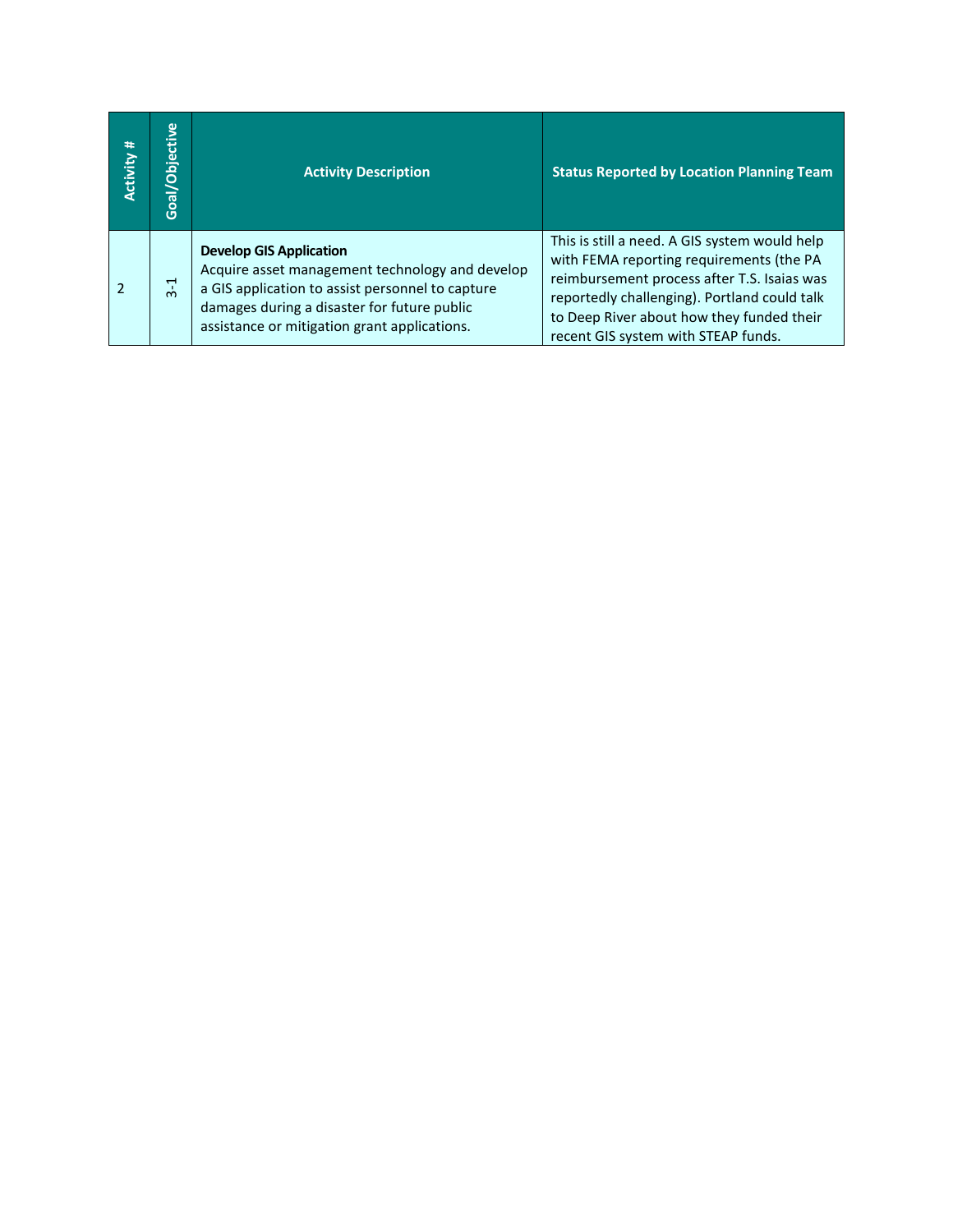| Activity # | Goal/Objective | Activity Description | Status Reported by Location Planning Team |
| --- | --- | --- | --- |
| 2 | 3-1 | **Develop GIS Application** Acquire asset management technology and develop a GIS application to assist personnel to capture damages during a disaster for future public assistance or mitigation grant applications. | This is still a need. A GIS system would help with FEMA reporting requirements (the PA reimbursement process after T.S. Isaias was reportedly challenging). Portland could talk to Deep River about how they funded their recent GIS system with STEAP funds. |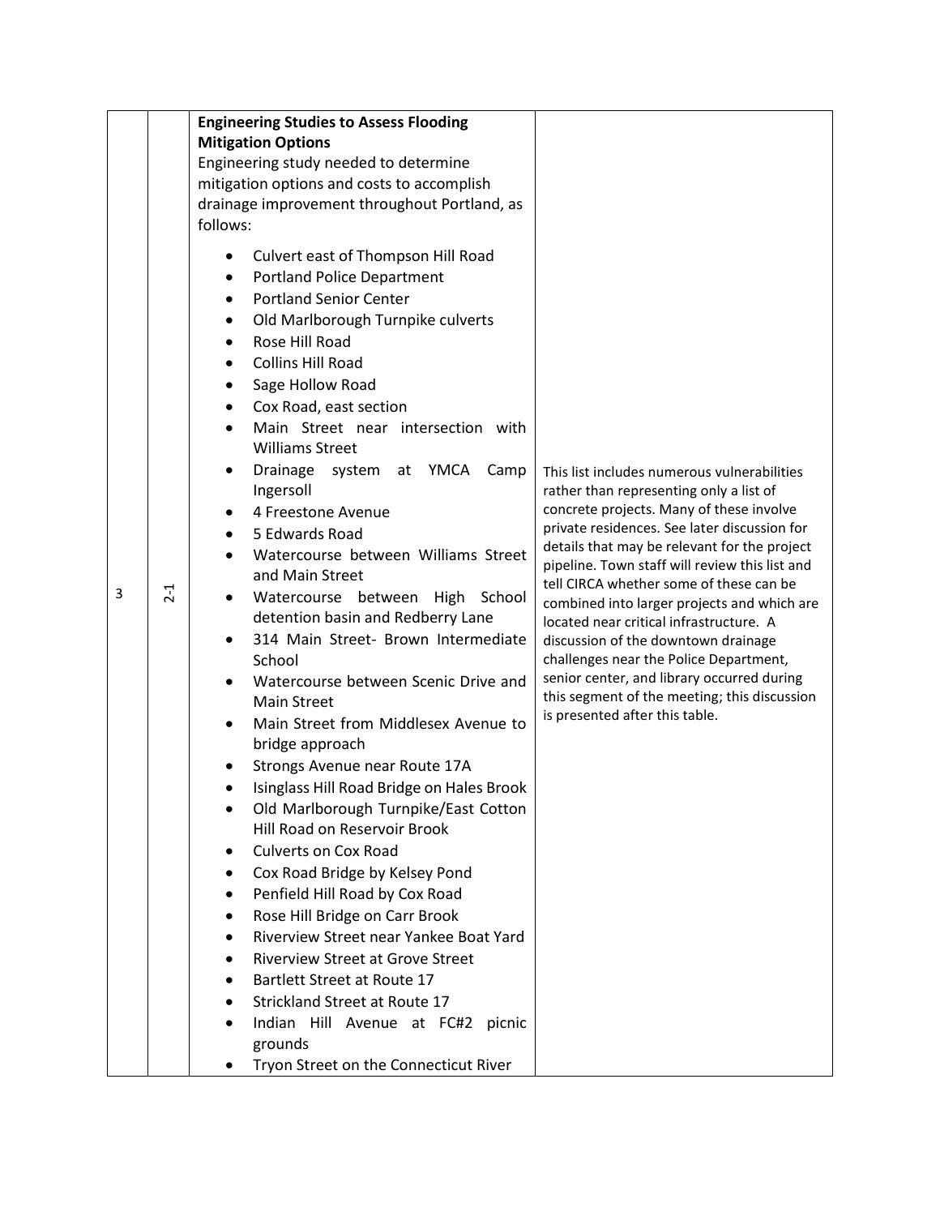| 3 | 2-1 | **Engineering Studies to Assess Flooding Mitigation Options**<br>Engineering study needed to determine mitigation options and costs to accomplish drainage improvement throughout Portland, as follows:<br>• Culvert east of Thompson Hill Road<br>• Portland Police Department<br>• Portland Senior Center<br>• Old Marlborough Turnpike culverts<br>• Rose Hill Road<br>• Collins Hill Road<br>• Sage Hollow Road<br>• Cox Road, east section<br>• Main Street near intersection with Williams Street<br>• Drainage system at YMCA Camp Ingersoll<br>• 4 Freestone Avenue<br>• 5 Edwards Road<br>• Watercourse between Williams Street and Main Street<br>• Watercourse between High School detention basin and Redberry Lane<br>• 314 Main Street- Brown Intermediate School<br>• Watercourse between Scenic Drive and Main Street<br>• Main Street from Middlesex Avenue to bridge approach<br>• Strongs Avenue near Route 17A<br>• Isinglass Hill Road Bridge on Hales Brook<br>• Old Marlborough Turnpike/East Cotton Hill Road on Reservoir Brook<br>• Culverts on Cox Road<br>• Cox Road Bridge by Kelsey Pond<br>• Penfield Hill Road by Cox Road<br>• Rose Hill Bridge on Carr Brook<br>• Riverview Street near Yankee Boat Yard<br>• Riverview Street at Grove Street<br>• Bartlett Street at Route 17<br>• Strickland Street at Route 17<br>• Indian Hill Avenue at FC#2 picnic grounds<br>• Tryon Street on the Connecticut River | This list includes numerous vulnerabilities rather than representing only a list of concrete projects. Many of these involve private residences. See later discussion for details that may be relevant for the project pipeline. Town staff will review this list and tell CIRCA whether some of these can be combined into larger projects and which are located near critical infrastructure. A discussion of the downtown drainage challenges near the Police Department, senior center, and library occurred during this segment of the meeting; this discussion is presented after this table. |
|---|---|---|---|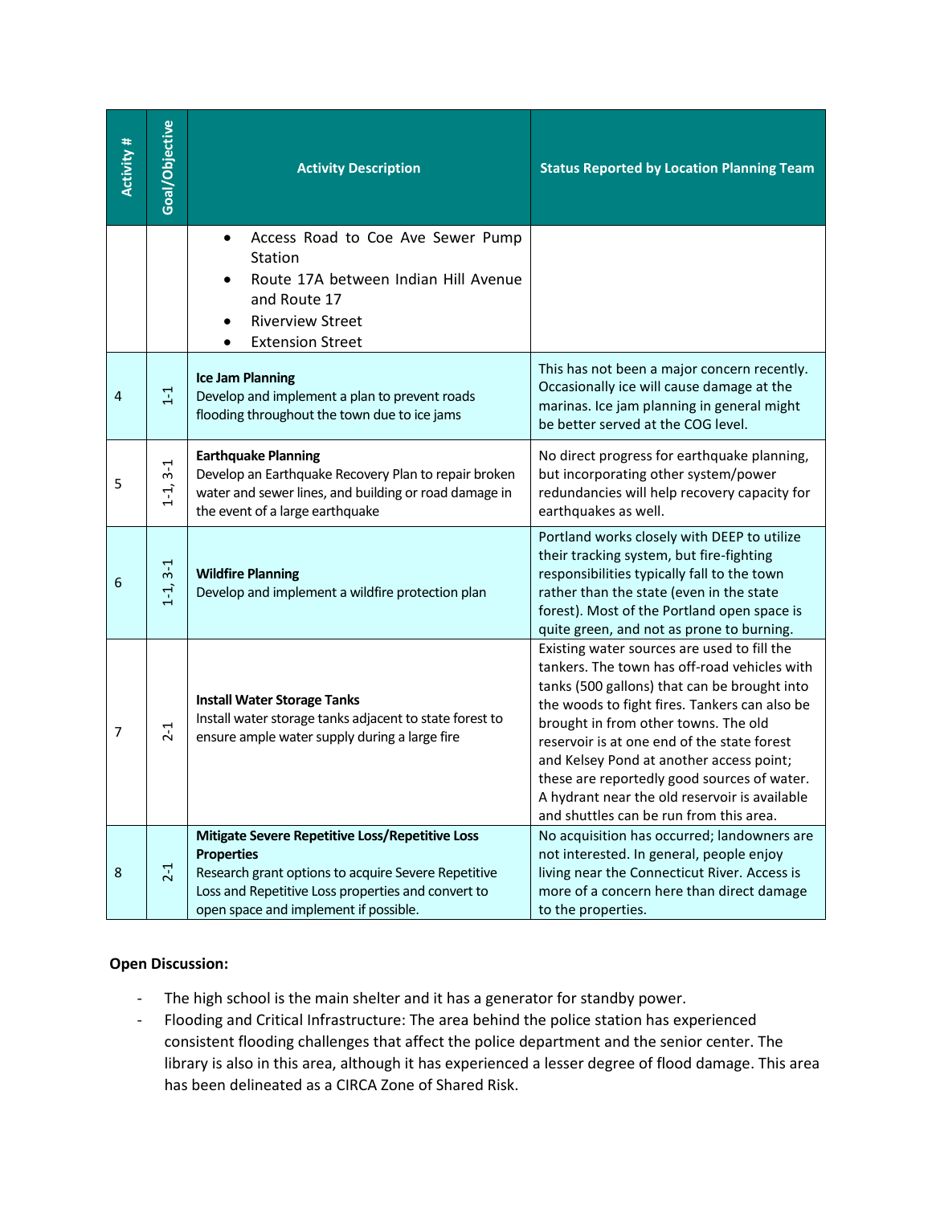| Activity # | Goal/Objective | Activity Description | Status Reported by Location Planning Team |
|---|---|---|---|
| | | • Access Road to Coe Ave Sewer Pump Station<br>• Route 17A between Indian Hill Avenue and Route 17<br>• Riverview Street<br>• Extension Street | |
| 4 | 1-1 | **Ice Jam Planning**<br>Develop and implement a plan to prevent roads flooding throughout the town due to ice jams | This has not been a major concern recently. Occasionally ice will cause damage at the marinas. Ice jam planning in general might be better served at the COG level. |
| 5 | 1-1, 3-1 | **Earthquake Planning**<br>Develop an Earthquake Recovery Plan to repair broken water and sewer lines, and building or road damage in the event of a large earthquake | No direct progress for earthquake planning, but incorporating other system/power redundancies will help recovery capacity for earthquakes as well. |
| 6 | 1-1, 3-1 | **Wildfire Planning**<br>Develop and implement a wildfire protection plan | Portland works closely with DEEP to utilize their tracking system, but fire-fighting responsibilities typically fall to the town rather than the state (even in the state forest). Most of the Portland open space is quite green, and not as prone to burning. |
| 7 | 2-1 | **Install Water Storage Tanks**<br>Install water storage tanks adjacent to state forest to ensure ample water supply during a large fire | Existing water sources are used to fill the tankers. The town has off-road vehicles with tanks (500 gallons) that can be brought into the woods to fight fires. Tankers can also be brought in from other towns. The old reservoir is at one end of the state forest and Kelsey Pond at another access point; these are reportedly good sources of water. A hydrant near the old reservoir is available and shuttles can be run from this area. |
| 8 | 2-1 | **Mitigate Severe Repetitive Loss/Repetitive Loss Properties**<br>Research grant options to acquire Severe Repetitive Loss and Repetitive Loss properties and convert to open space and implement if possible. | No acquisition has occurred; landowners are not interested. In general, people enjoy living near the Connecticut River. Access is more of a concern here than direct damage to the properties. |

**Open Discussion:**

- The high school is the main shelter and it has a generator for standby power.
- Flooding and Critical Infrastructure: The area behind the police station has experienced consistent flooding challenges that affect the police department and the senior center. The library is also in this area, although it has experienced a lesser degree of flood damage. This area has been delineated as a CIRCA Zone of Shared Risk.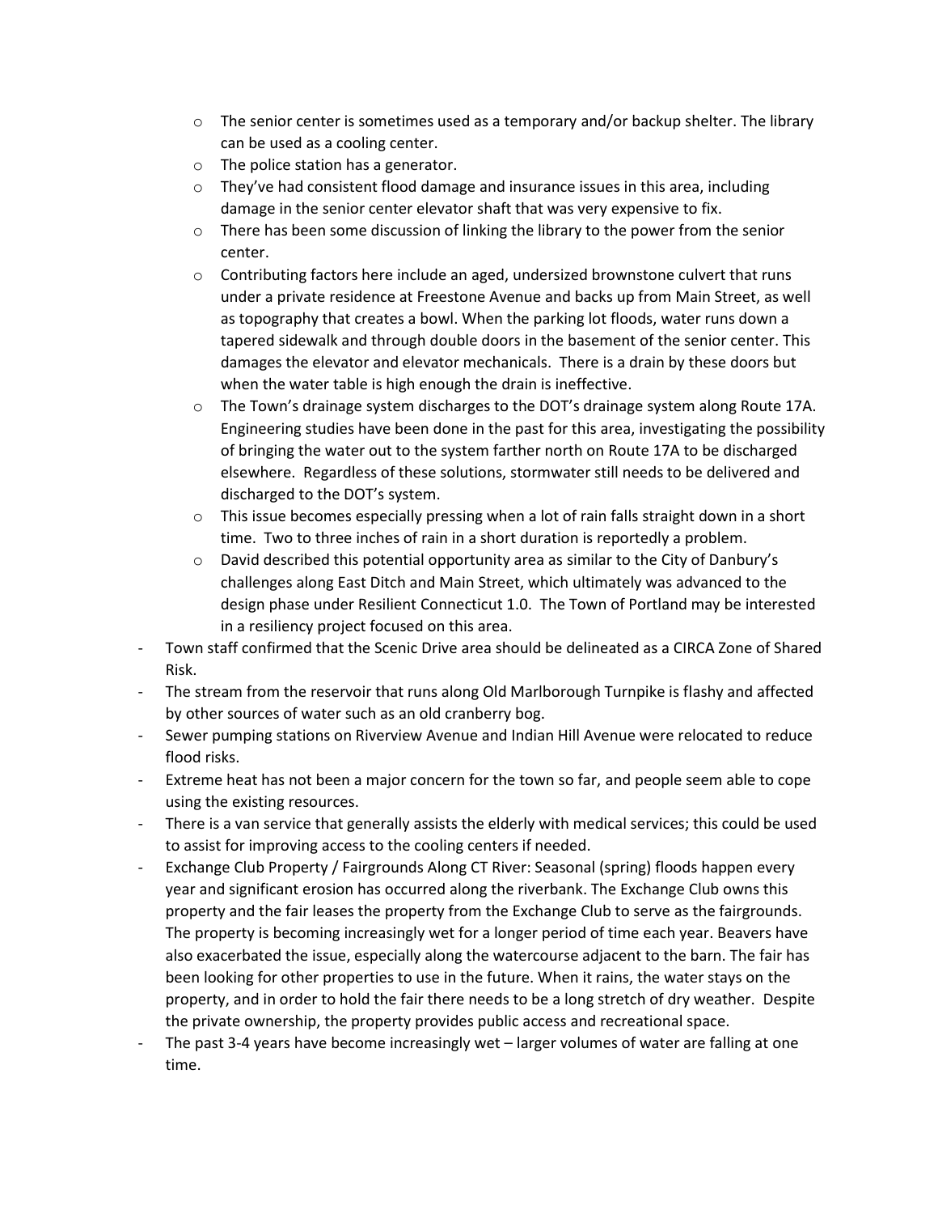- The senior center is sometimes used as a temporary and/or backup shelter. The library can be used as a cooling center.
  - The police station has a generator.
  - They've had consistent flood damage and insurance issues in this area, including damage in the senior center elevator shaft that was very expensive to fix.
  - There has been some discussion of linking the library to the power from the senior center.
  - Contributing factors here include an aged, undersized brownstone culvert that runs under a private residence at Freestone Avenue and backs up from Main Street, as well as topography that creates a bowl. When the parking lot floods, water runs down a tapered sidewalk and through double doors in the basement of the senior center. This damages the elevator and elevator mechanicals. There is a drain by these doors but when the water table is high enough the drain is ineffective.
  - The Town's drainage system discharges to the DOT's drainage system along Route 17A. Engineering studies have been done in the past for this area, investigating the possibility of bringing the water out to the system farther north on Route 17A to be discharged elsewhere. Regardless of these solutions, stormwater still needs to be delivered and discharged to the DOT's system.
  - This issue becomes especially pressing when a lot of rain falls straight down in a short time. Two to three inches of rain in a short duration is reportedly a problem.
  - David described this potential opportunity area as similar to the City of Danbury's challenges along East Ditch and Main Street, which ultimately was advanced to the design phase under Resilient Connecticut 1.0. The Town of Portland may be interested in a resiliency project focused on this area.
- Town staff confirmed that the Scenic Drive area should be delineated as a CIRCA Zone of Shared Risk.
- The stream from the reservoir that runs along Old Marlborough Turnpike is flashy and affected by other sources of water such as an old cranberry bog.
- Sewer pumping stations on Riverview Avenue and Indian Hill Avenue were relocated to reduce flood risks.
- Extreme heat has not been a major concern for the town so far, and people seem able to cope using the existing resources.
- There is a van service that generally assists the elderly with medical services; this could be used to assist for improving access to the cooling centers if needed.
- Exchange Club Property / Fairgrounds Along CT River: Seasonal (spring) floods happen every year and significant erosion has occurred along the riverbank. The Exchange Club owns this property and the fair leases the property from the Exchange Club to serve as the fairgrounds. The property is becoming increasingly wet for a longer period of time each year. Beavers have also exacerbated the issue, especially along the watercourse adjacent to the barn. The fair has been looking for other properties to use in the future. When it rains, the water stays on the property, and in order to hold the fair there needs to be a long stretch of dry weather. Despite the private ownership, the property provides public access and recreational space.
- The past 3-4 years have become increasingly wet – larger volumes of water are falling at one time.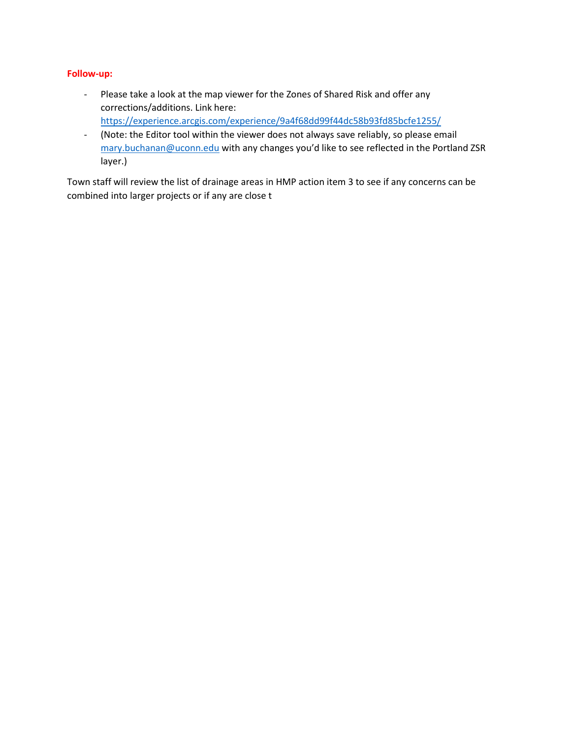**Follow-up:**

- Please take a look at the map viewer for the Zones of Shared Risk and offer any corrections/additions. Link here: [https://experience.arcgis.com/experience/9a4f68dd99f44dc58b93fd85bcfe1255/](https://experience.arcgis.com/experience/9a4f68dd99f44dc58b93fd85bcfe1255/)
- (Note: the Editor tool within the viewer does not always save reliably, so please email [mary.buchanan@uconn.edu](mailto:mary.buchanan@uconn.edu) with any changes you'd like to see reflected in the Portland ZSR layer.)

Town staff will review the list of drainage areas in HMP action item 3 to see if any concerns can be combined into larger projects or if any are close t